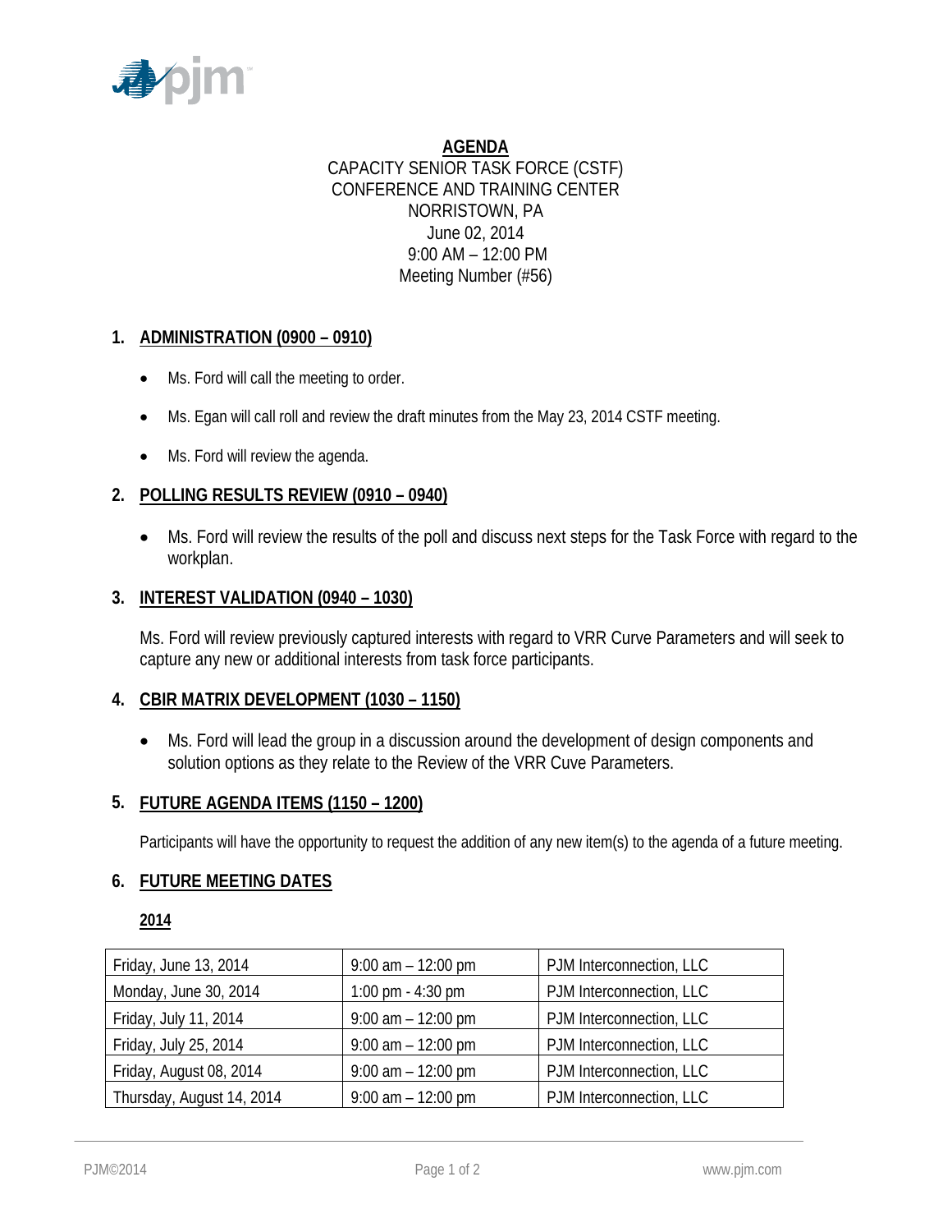**AGENDA**

CAPACITY SENIOR TASK FORCE (CSTF)
CONFERENCE AND TRAINING CENTER
NORRISTOWN, PA
June 02, 2014
9:00 AM – 12:00 PM
Meeting Number (#56)

## 1. ADMINISTRATION (0900 – 0910)

- Ms. Ford will call the meeting to order.
- Ms. Egan will call roll and review the draft minutes from the May 23, 2014 CSTF meeting.
- Ms. Ford will review the agenda.

## 2. POLLING RESULTS REVIEW (0910 – 0940)

- Ms. Ford will review the results of the poll and discuss next steps for the Task Force with regard to the workplan.

## 3. INTEREST VALIDATION (0940 – 1030)

Ms. Ford will review previously captured interests with regard to VRR Curve Parameters and will seek to capture any new or additional interests from task force participants.

## 4. CBIR MATRIX DEVELOPMENT (1030 – 1150)

- Ms. Ford will lead the group in a discussion around the development of design components and solution options as they relate to the Review of the VRR Cuve Parameters.

## 5. FUTURE AGENDA ITEMS (1150 – 1200)

Participants will have the opportunity to request the addition of any new item(s) to the agenda of a future meeting.

## 6. FUTURE MEETING DATES

**2014**

| | | |
|---|---|---|
| Friday, June 13, 2014 | 9:00 am – 12:00 pm | PJM Interconnection, LLC |
| Monday, June 30, 2014 | 1:00 pm - 4:30 pm | PJM Interconnection, LLC |
| Friday, July 11, 2014 | 9:00 am – 12:00 pm | PJM Interconnection, LLC |
| Friday, July 25, 2014 | 9:00 am – 12:00 pm | PJM Interconnection, LLC |
| Friday, August 08, 2014 | 9:00 am – 12:00 pm | PJM Interconnection, LLC |
| Thursday, August 14, 2014 | 9:00 am – 12:00 pm | PJM Interconnection, LLC |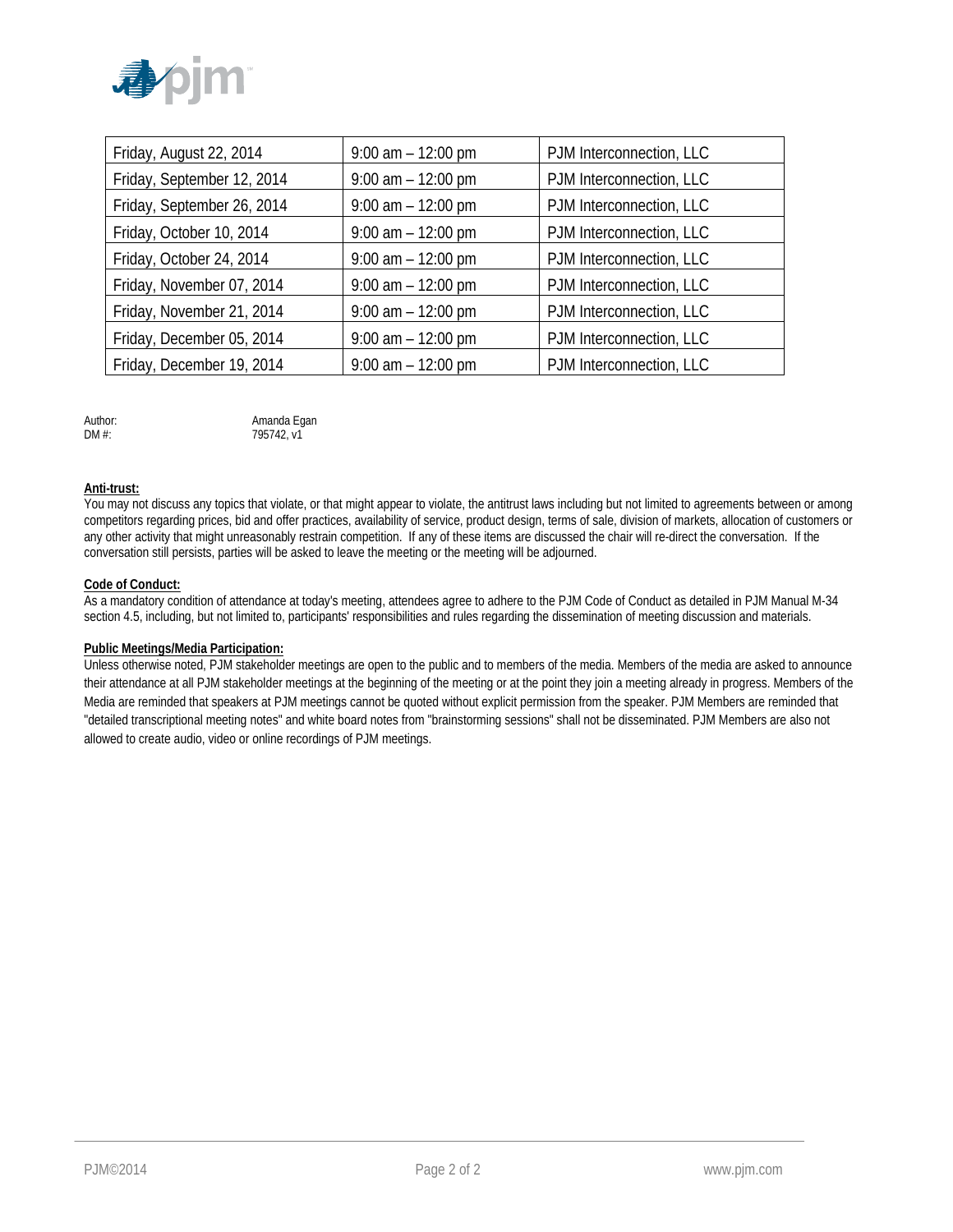| | | |
|---|---|---|
| Friday, August 22, 2014 | 9:00 am – 12:00 pm | PJM Interconnection, LLC |
| Friday, September 12, 2014 | 9:00 am – 12:00 pm | PJM Interconnection, LLC |
| Friday, September 26, 2014 | 9:00 am – 12:00 pm | PJM Interconnection, LLC |
| Friday, October 10, 2014 | 9:00 am – 12:00 pm | PJM Interconnection, LLC |
| Friday, October 24, 2014 | 9:00 am – 12:00 pm | PJM Interconnection, LLC |
| Friday, November 07, 2014 | 9:00 am – 12:00 pm | PJM Interconnection, LLC |
| Friday, November 21, 2014 | 9:00 am – 12:00 pm | PJM Interconnection, LLC |
| Friday, December 05, 2014 | 9:00 am – 12:00 pm | PJM Interconnection, LLC |
| Friday, December 19, 2014 | 9:00 am – 12:00 pm | PJM Interconnection, LLC |

Author: Amanda Egan
DM #: 795742, v1

**Anti-trust:**

You may not discuss any topics that violate, or that might appear to violate, the antitrust laws including but not limited to agreements between or among competitors regarding prices, bid and offer practices, availability of service, product design, terms of sale, division of markets, allocation of customers or any other activity that might unreasonably restrain competition. If any of these items are discussed the chair will re-direct the conversation. If the conversation still persists, parties will be asked to leave the meeting or the meeting will be adjourned.

**Code of Conduct:**

As a mandatory condition of attendance at today's meeting, attendees agree to adhere to the PJM Code of Conduct as detailed in PJM Manual M-34 section 4.5, including, but not limited to, participants' responsibilities and rules regarding the dissemination of meeting discussion and materials.

**Public Meetings/Media Participation:**

Unless otherwise noted, PJM stakeholder meetings are open to the public and to members of the media. Members of the media are asked to announce their attendance at all PJM stakeholder meetings at the beginning of the meeting or at the point they join a meeting already in progress. Members of the Media are reminded that speakers at PJM meetings cannot be quoted without explicit permission from the speaker. PJM Members are reminded that "detailed transcriptional meeting notes" and white board notes from "brainstorming sessions" shall not be disseminated. PJM Members are also not allowed to create audio, video or online recordings of PJM meetings.